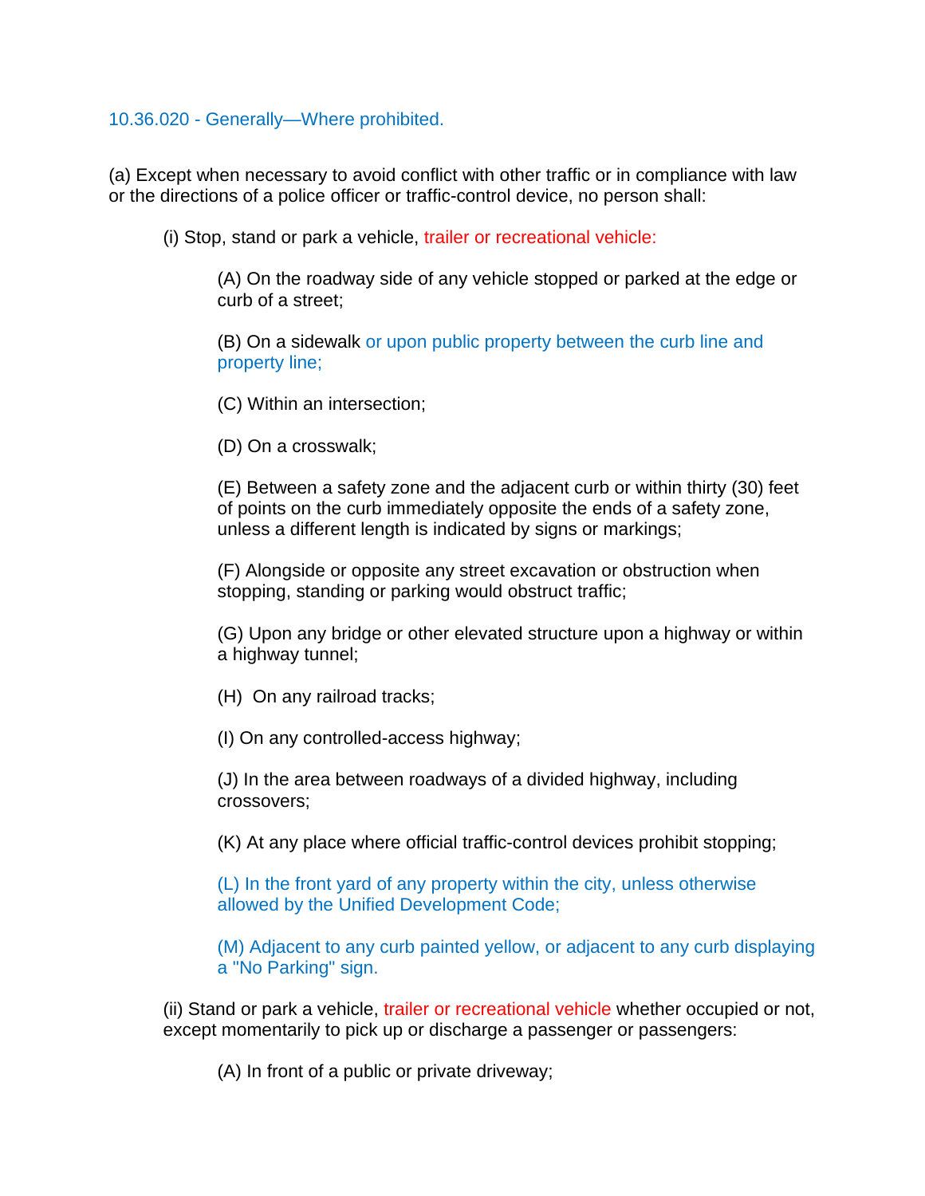# 10.36.020 - Generally—Where prohibited.

(a) Except when necessary to avoid conflict with other traffic or in compliance with law or the directions of a police officer or traffic-control device, no person shall:

(i) Stop, stand or park a vehicle, trailer or recreational vehicle:

(A) On the roadway side of any vehicle stopped or parked at the edge or curb of a street;

(B) On a sidewalk or upon public property between the curb line and property line;

(C) Within an intersection;

(D) On a crosswalk;

(E) Between a safety zone and the adjacent curb or within thirty (30) feet of points on the curb immediately opposite the ends of a safety zone, unless a different length is indicated by signs or markings;

(F) Alongside or opposite any street excavation or obstruction when stopping, standing or parking would obstruct traffic;

(G) Upon any bridge or other elevated structure upon a highway or within a highway tunnel;

(H) On any railroad tracks;

(I) On any controlled-access highway;

(J) In the area between roadways of a divided highway, including crossovers;

(K) At any place where official traffic-control devices prohibit stopping;

(L) In the front yard of any property within the city, unless otherwise allowed by the Unified Development Code;

(M) Adjacent to any curb painted yellow, or adjacent to any curb displaying a "No Parking" sign.

(ii) Stand or park a vehicle, trailer or recreational vehicle whether occupied or not, except momentarily to pick up or discharge a passenger or passengers:

(A) In front of a public or private driveway;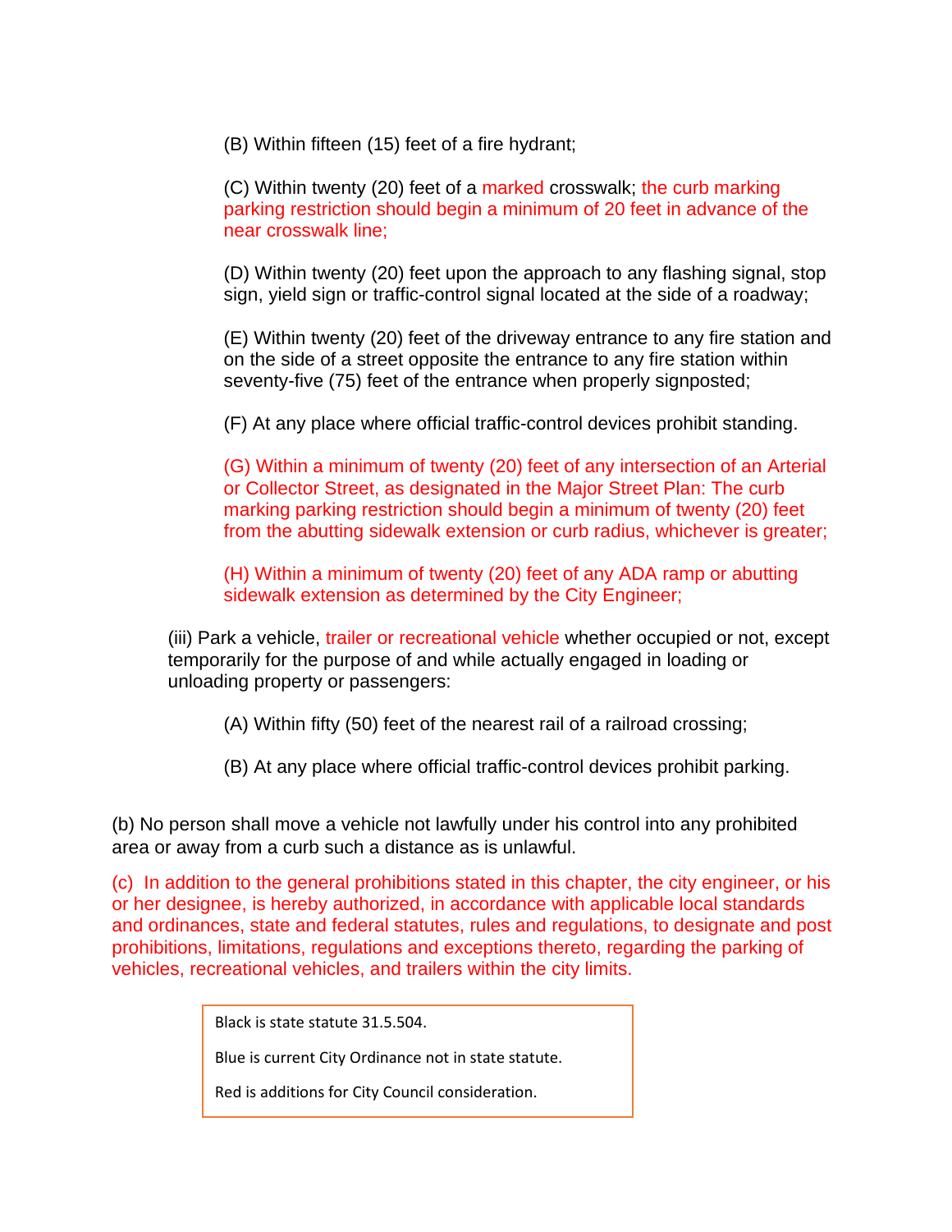(B) Within fifteen (15) feet of a fire hydrant;

(C) Within twenty (20) feet of a marked crosswalk; the curb marking parking restriction should begin a minimum of 20 feet in advance of the near crosswalk line;

(D) Within twenty (20) feet upon the approach to any flashing signal, stop sign, yield sign or traffic-control signal located at the side of a roadway;

(E) Within twenty (20) feet of the driveway entrance to any fire station and on the side of a street opposite the entrance to any fire station within seventy-five (75) feet of the entrance when properly signposted;

(F) At any place where official traffic-control devices prohibit standing.

(G) Within a minimum of twenty (20) feet of any intersection of an Arterial or Collector Street, as designated in the Major Street Plan: The curb marking parking restriction should begin a minimum of twenty (20) feet from the abutting sidewalk extension or curb radius, whichever is greater;

(H) Within a minimum of twenty (20) feet of any ADA ramp or abutting sidewalk extension as determined by the City Engineer;

(iii) Park a vehicle, trailer or recreational vehicle whether occupied or not, except temporarily for the purpose of and while actually engaged in loading or unloading property or passengers:

(A) Within fifty (50) feet of the nearest rail of a railroad crossing;

(B) At any place where official traffic-control devices prohibit parking.

(b) No person shall move a vehicle not lawfully under his control into any prohibited area or away from a curb such a distance as is unlawful.

(c) In addition to the general prohibitions stated in this chapter, the city engineer, or his or her designee, is hereby authorized, in accordance with applicable local standards and ordinances, state and federal statutes, rules and regulations, to designate and post prohibitions, limitations, regulations and exceptions thereto, regarding the parking of vehicles, recreational vehicles, and trailers within the city limits.

Black is state statute 31.5.504.

Blue is current City Ordinance not in state statute.

Red is additions for City Council consideration.